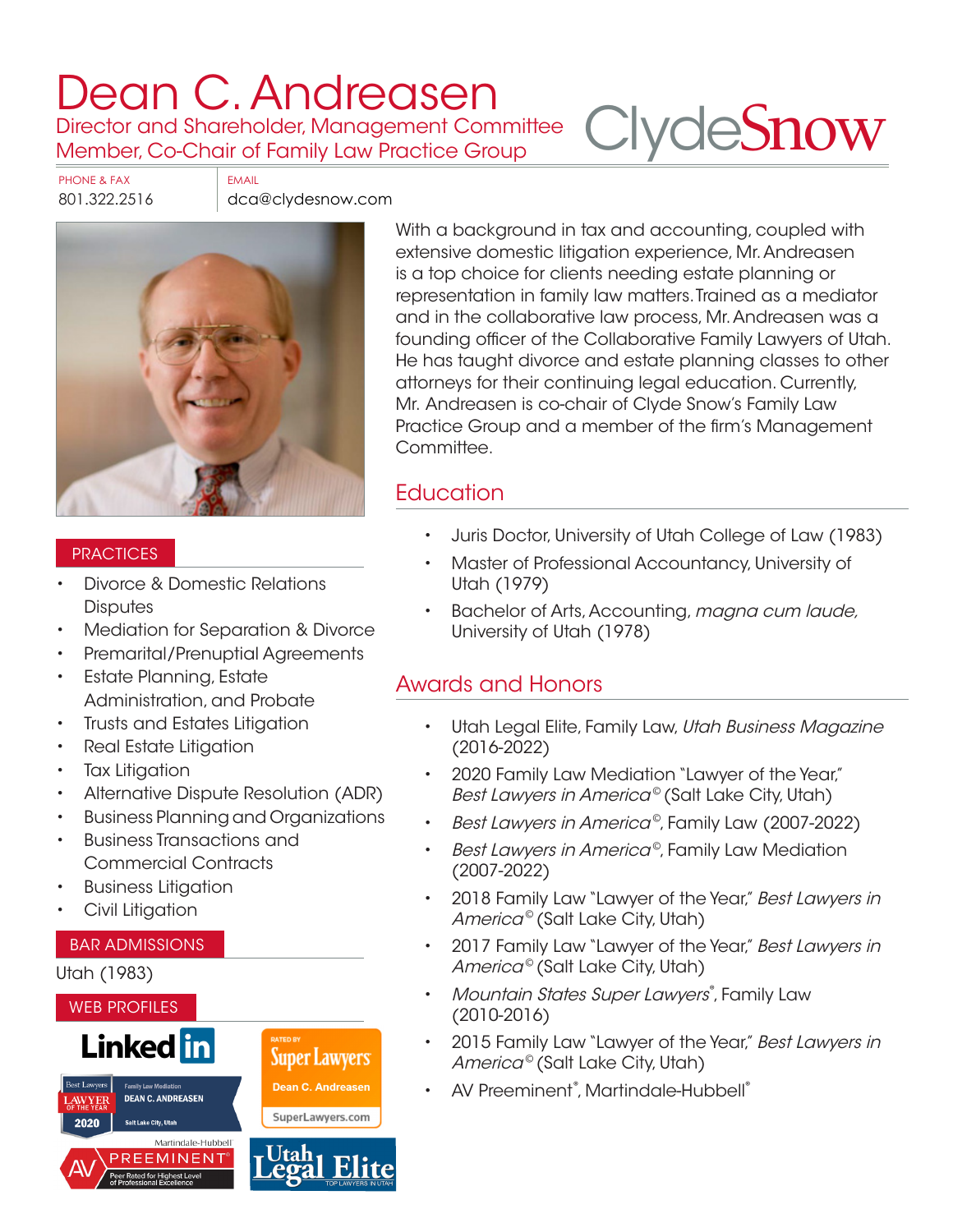# Dean C. Andreasen

Director and Shareholder, Management Committee Member, Co-Chair of Family Law Practice Group

ClydeSnow

PHONE & FAX
801.322.2516

EMAIL
dca@clydesnow.com

With a background in tax and accounting, coupled with extensive domestic litigation experience, Mr. Andreasen is a top choice for clients needing estate planning or representation in family law matters. Trained as a mediator and in the collaborative law process, Mr. Andreasen was a founding officer of the Collaborative Family Lawyers of Utah. He has taught divorce and estate planning classes to other attorneys for their continuing legal education. Currently, Mr. Andreasen is co-chair of Clyde Snow's Family Law Practice Group and a member of the firm's Management Committee.

## PRACTICES

- Divorce & Domestic Relations Disputes
- Mediation for Separation & Divorce
- Premarital/Prenuptial Agreements
- Estate Planning, Estate Administration, and Probate
- Trusts and Estates Litigation
- Real Estate Litigation
- Tax Litigation
- Alternative Dispute Resolution (ADR)
- Business Planning and Organizations
- Business Transactions and Commercial Contracts
- Business Litigation
- Civil Litigation

## BAR ADMISSIONS

Utah (1983)

## WEB PROFILES

LinkedIn

Super Lawyers — Dean C. Andreasen — SuperLawyers.com

Best Lawyers — Lawyer of the Year 2020 — Family Law Mediation — Dean C. Andreasen — Salt Lake City, Utah

Martindale-Hubbell AV Preeminent — Peer Rated for Highest Level of Professional Excellence

Utah Legal Elite — Top Lawyers in Utah

## Education

- Juris Doctor, University of Utah College of Law (1983)
- Master of Professional Accountancy, University of Utah (1979)
- Bachelor of Arts, Accounting, *magna cum laude,* University of Utah (1978)

## Awards and Honors

- Utah Legal Elite, Family Law, *Utah Business Magazine* (2016-2022)
- 2020 Family Law Mediation "Lawyer of the Year," *Best Lawyers in America©* (Salt Lake City, Utah)
- *Best Lawyers in America©*, Family Law (2007-2022)
- *Best Lawyers in America©*, Family Law Mediation (2007-2022)
- 2018 Family Law "Lawyer of the Year," *Best Lawyers in America©* (Salt Lake City, Utah)
- 2017 Family Law "Lawyer of the Year," *Best Lawyers in America©* (Salt Lake City, Utah)
- *Mountain States Super Lawyers®*, Family Law (2010-2016)
- 2015 Family Law "Lawyer of the Year," *Best Lawyers in America©* (Salt Lake City, Utah)
- AV Preeminent®, Martindale-Hubbell®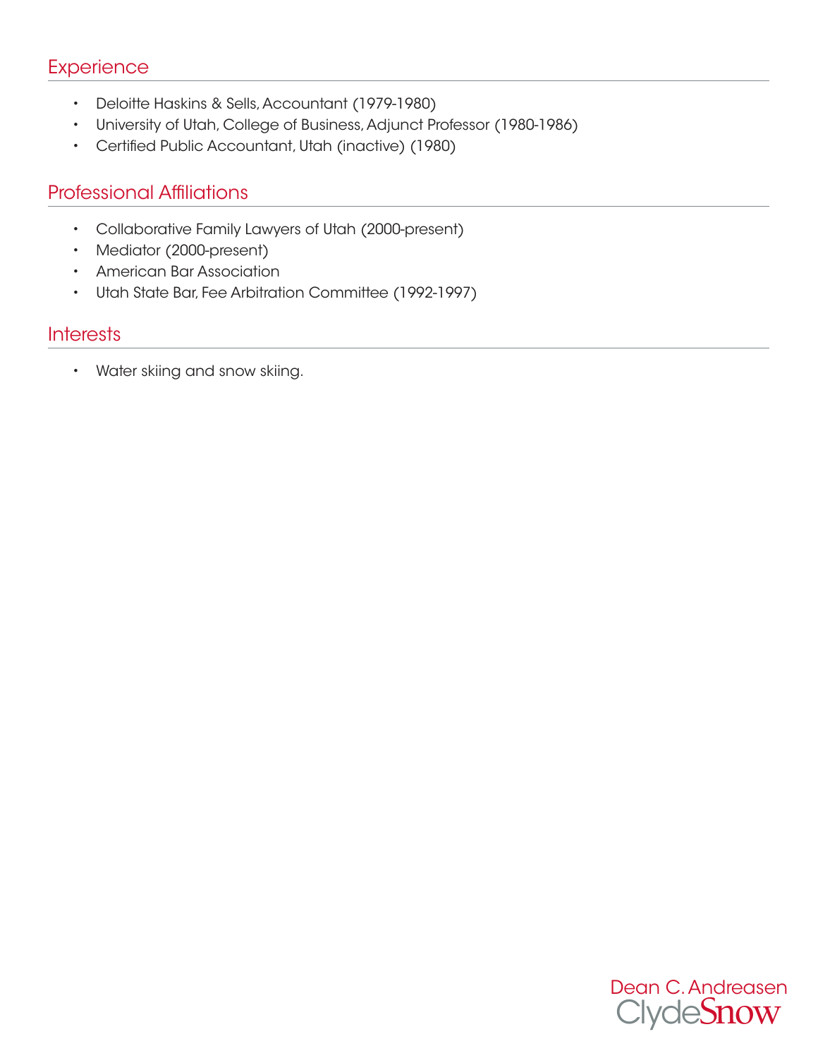## Experience

- Deloitte Haskins & Sells, Accountant (1979-1980)
- University of Utah, College of Business, Adjunct Professor (1980-1986)
- Certified Public Accountant, Utah (inactive) (1980)

## Professional Affiliations

- Collaborative Family Lawyers of Utah (2000-present)
- Mediator (2000-present)
- American Bar Association
- Utah State Bar, Fee Arbitration Committee (1992-1997)

## Interests

- Water skiing and snow skiing.